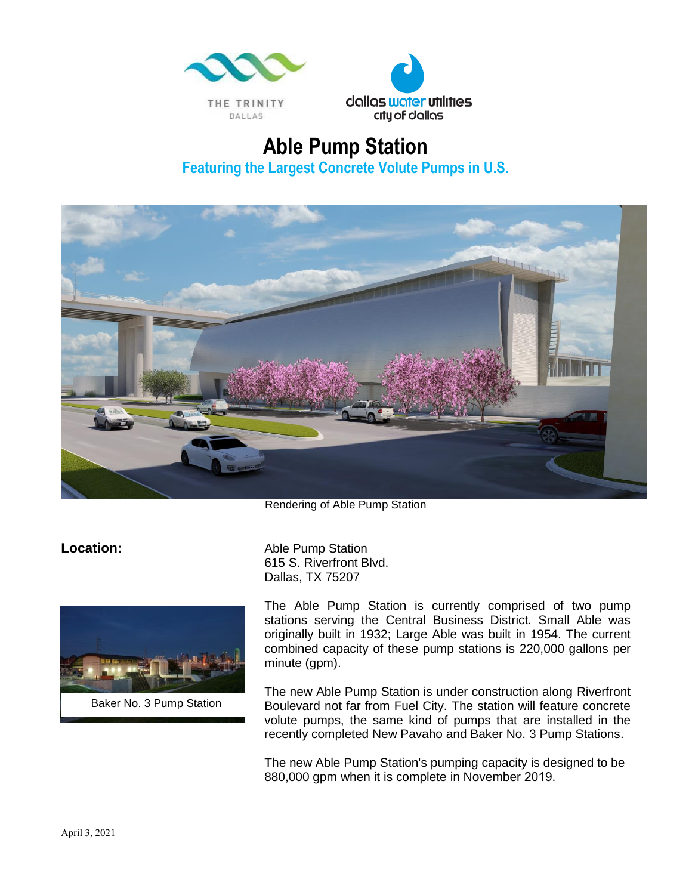THE TRINITY
DALLAS

dallas water utilities
city of dallas

# Able Pump Station

## Featuring the Largest Concrete Volute Pumps in U.S.

Rendering of Able Pump Station

**Location:**

Able Pump Station
615 S. Riverfront Blvd.
Dallas, TX 75207

Baker No. 3 Pump Station

The Able Pump Station is currently comprised of two pump stations serving the Central Business District. Small Able was originally built in 1932; Large Able was built in 1954. The current combined capacity of these pump stations is 220,000 gallons per minute (gpm).

The new Able Pump Station is under construction along Riverfront Boulevard not far from Fuel City. The station will feature concrete volute pumps, the same kind of pumps that are installed in the recently completed New Pavaho and Baker No. 3 Pump Stations.

The new Able Pump Station's pumping capacity is designed to be 880,000 gpm when it is complete in November 2019.

April 3, 2021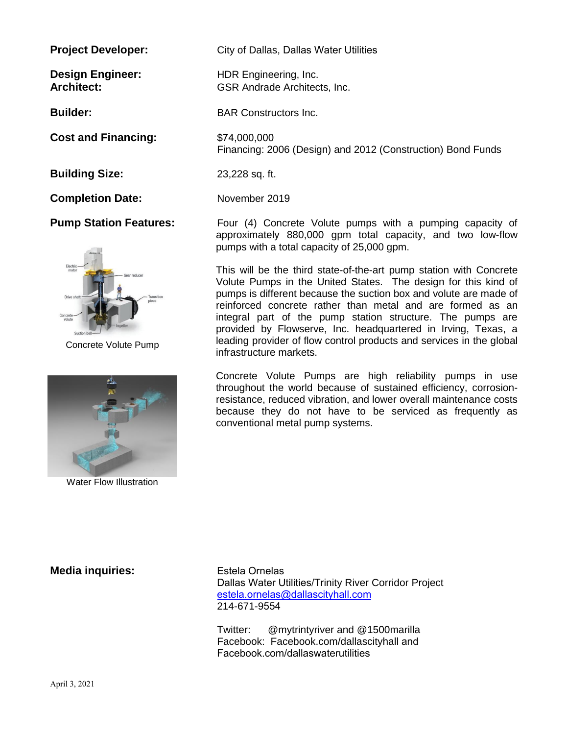**Project Developer:** City of Dallas, Dallas Water Utilities

**Design Engineer:** HDR Engineering, Inc.
**Architect:** GSR Andrade Architects, Inc.

**Builder:** BAR Constructors Inc.

**Cost and Financing:** $74,000,000
Financing: 2006 (Design) and 2012 (Construction) Bond Funds

**Building Size:** 23,228 sq. ft.

**Completion Date:** November 2019

**Pump Station Features:** Four (4) Concrete Volute pumps with a pumping capacity of approximately 880,000 gpm total capacity, and two low-flow pumps with a total capacity of 25,000 gpm.

This will be the third state-of-the-art pump station with Concrete Volute Pumps in the United States. The design for this kind of pumps is different because the suction box and volute are made of reinforced concrete rather than metal and are formed as an integral part of the pump station structure. The pumps are provided by Flowserve, Inc. headquartered in Irving, Texas, a leading provider of flow control products and services in the global infrastructure markets.

Concrete Volute Pumps are high reliability pumps in use throughout the world because of sustained efficiency, corrosion-resistance, reduced vibration, and lower overall maintenance costs because they do not have to be serviced as frequently as conventional metal pump systems.

Electric motor
Gear reducer
Drive shaft
Transition piece
Concrete volute
Impeller
Suction bell

Concrete Volute Pump

Water Flow Illustration

**Media inquiries:** Estela Ornelas
Dallas Water Utilities/Trinity River Corridor Project
estela.ornelas@dallascityhall.com
214-671-9554

Twitter: @mytrintyriver and @1500marilla
Facebook: Facebook.com/dallascityhall and
Facebook.com/dallaswaterutilities

April 3, 2021